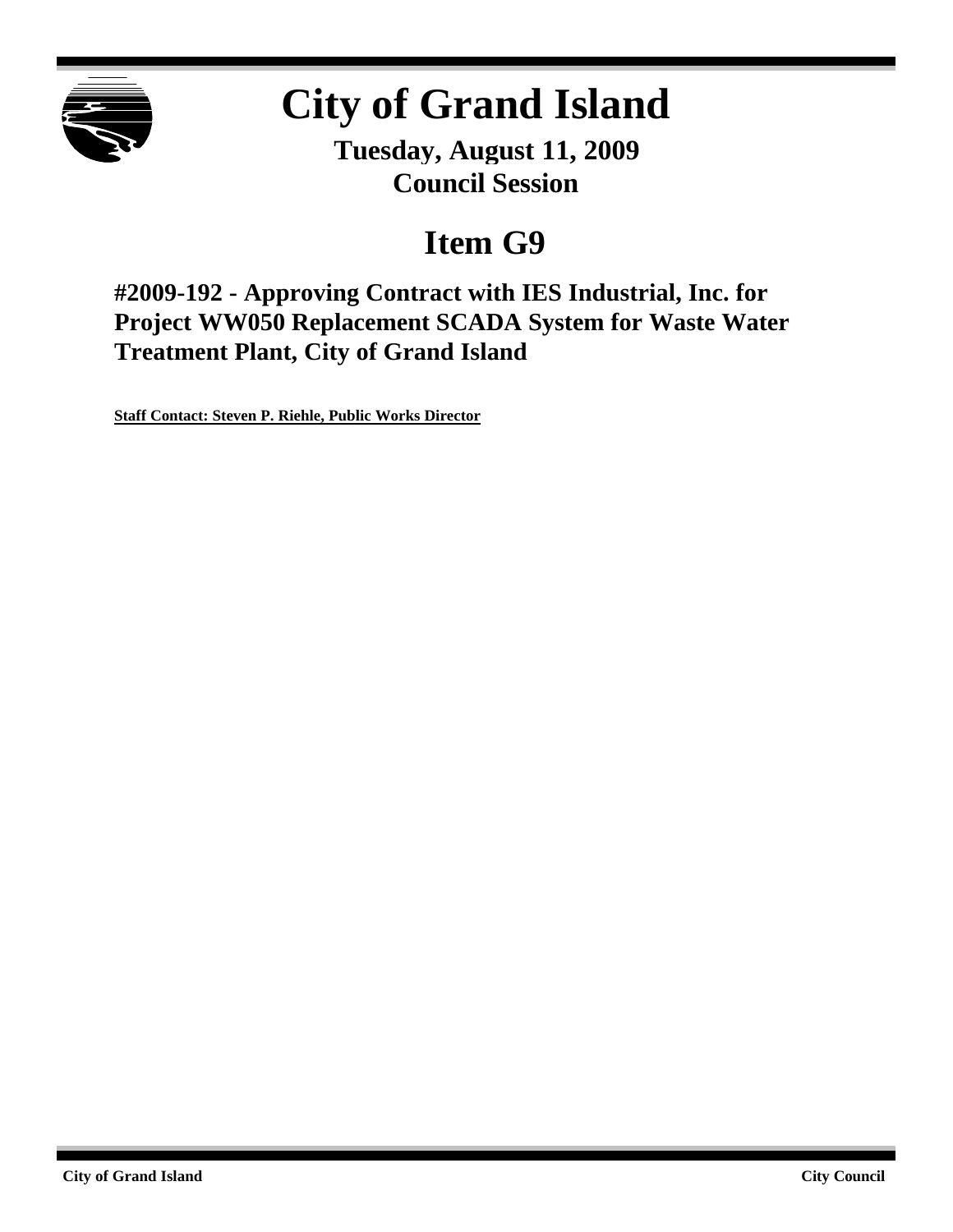# City of Grand Island

**Tuesday, August 11, 2009**
**Council Session**

## Item G9

### #2009-192 - Approving Contract with IES Industrial, Inc. for Project WW050 Replacement SCADA System for Waste Water Treatment Plant, City of Grand Island

**Staff Contact: Steven P. Riehle, Public Works Director**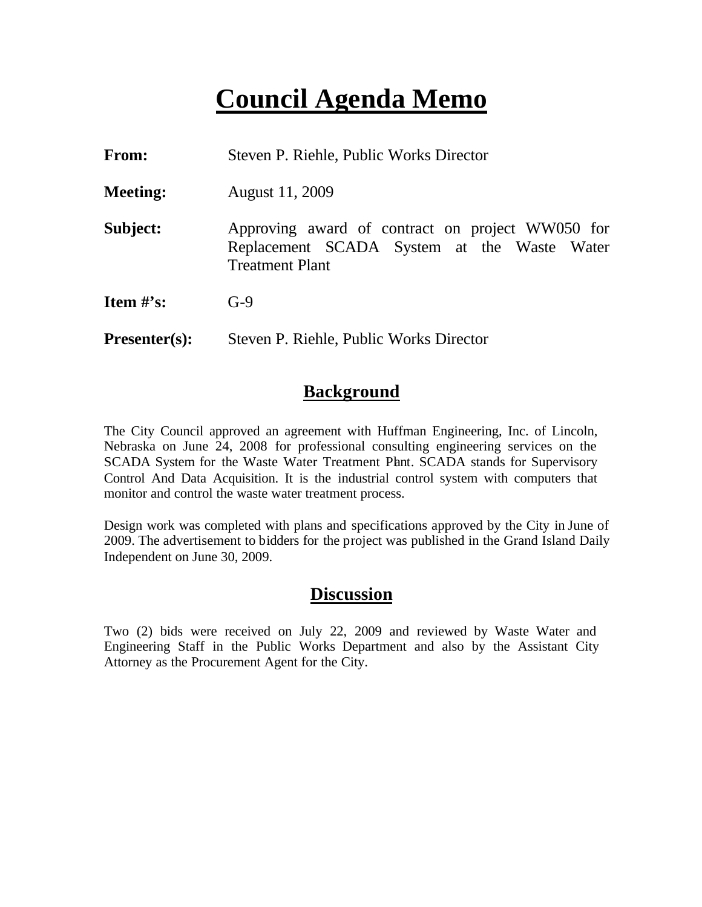# Council Agenda Memo

**From:** Steven P. Riehle, Public Works Director

**Meeting:** August 11, 2009

**Subject:** Approving award of contract on project WW050 for Replacement SCADA System at the Waste Water Treatment Plant

**Item #'s:** G-9

**Presenter(s):** Steven P. Riehle, Public Works Director

## Background

The City Council approved an agreement with Huffman Engineering, Inc. of Lincoln, Nebraska on June 24, 2008 for professional consulting engineering services on the SCADA System for the Waste Water Treatment Plant. SCADA stands for Supervisory Control And Data Acquisition. It is the industrial control system with computers that monitor and control the waste water treatment process.

Design work was completed with plans and specifications approved by the City in June of 2009. The advertisement to bidders for the project was published in the Grand Island Daily Independent on June 30, 2009.

## Discussion

Two (2) bids were received on July 22, 2009 and reviewed by Waste Water and Engineering Staff in the Public Works Department and also by the Assistant City Attorney as the Procurement Agent for the City.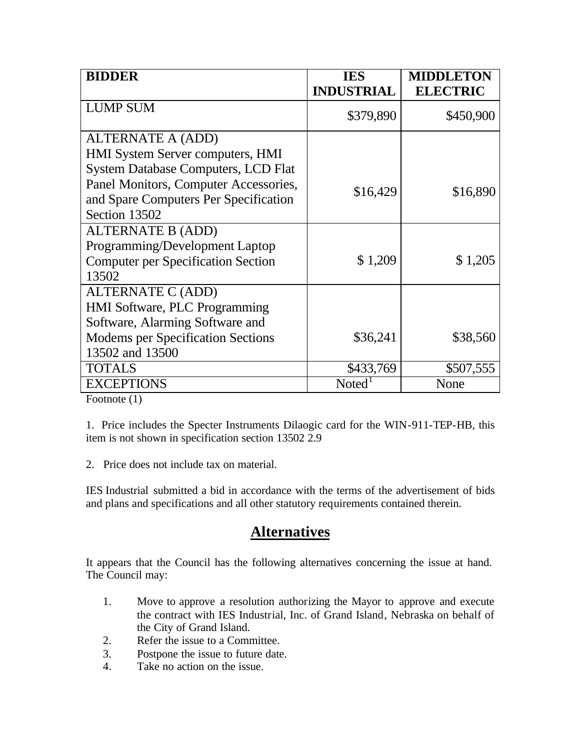| BIDDER | IES INDUSTRIAL | MIDDLETON ELECTRIC |
| --- | --- | --- |
| LUMP SUM | \$379,890 | \$450,900 |
| ALTERNATE A (ADD) HMI System Server computers, HMI System Database Computers, LCD Flat Panel Monitors, Computer Accessories, and Spare Computers Per Specification Section 13502 | \$16,429 | \$16,890 |
| ALTERNATE B (ADD) Programming/Development Laptop Computer per Specification Section 13502 | \$ 1,209 | \$ 1,205 |
| ALTERNATE C (ADD) HMI Software, PLC Programming Software, Alarming Software and Modems per Specification Sections 13502 and 13500 | \$36,241 | \$38,560 |
| TOTALS | \$433,769 | \$507,555 |
| EXCEPTIONS | Noted[1] | None |

Footnote (1)

1. Price includes the Specter Instruments Dilaogic card for the WIN-911-TEP-HB, this item is not shown in specification section 13502 2.9

2. Price does not include tax on material.

IES Industrial submitted a bid in accordance with the terms of the advertisement of bids and plans and specifications and all other statutory requirements contained therein.

## Alternatives

It appears that the Council has the following alternatives concerning the issue at hand. The Council may:

1. Move to approve a resolution authorizing the Mayor to approve and execute the contract with IES Industrial, Inc. of Grand Island, Nebraska on behalf of the City of Grand Island.
2. Refer the issue to a Committee.
3. Postpone the issue to future date.
4. Take no action on the issue.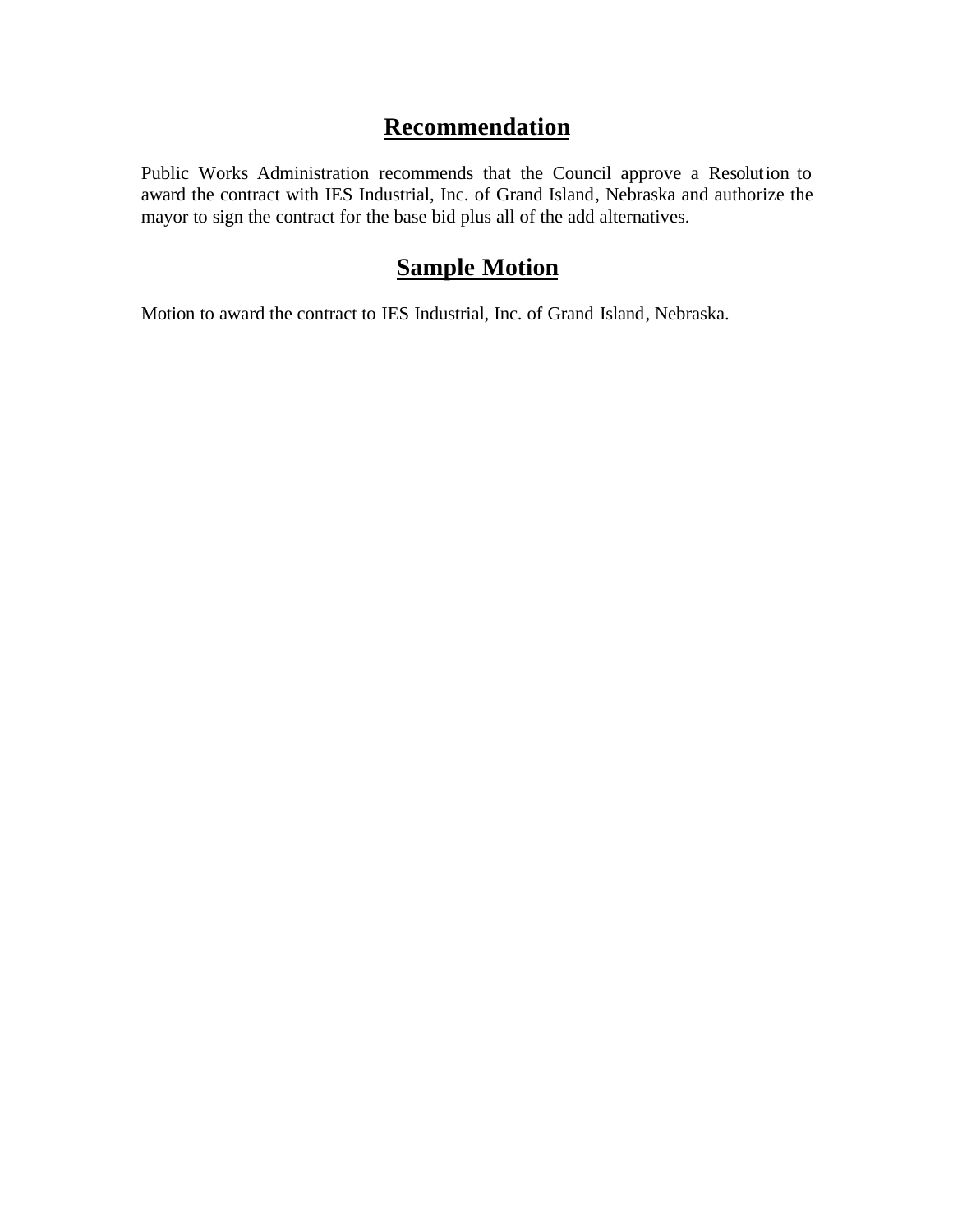## Recommendation

Public Works Administration recommends that the Council approve a Resolution to award the contract with IES Industrial, Inc. of Grand Island, Nebraska and authorize the mayor to sign the contract for the base bid plus all of the add alternatives.

## Sample Motion

Motion to award the contract to IES Industrial, Inc. of Grand Island, Nebraska.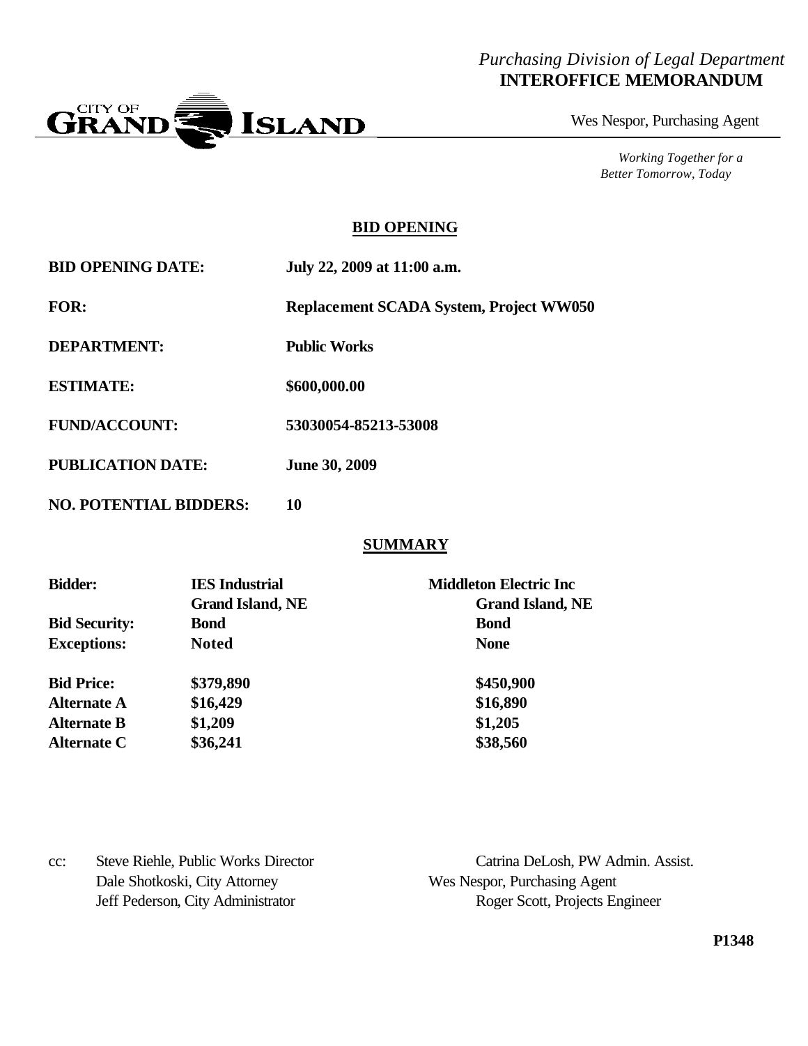*Purchasing Division of Legal Department*
**INTEROFFICE MEMORANDUM**

CITY OF GRAND ISLAND

Wes Nespor, Purchasing Agent

*Working Together for a Better Tomorrow, Today*

## BID OPENING

| | |
|---|---|
| **BID OPENING DATE:** | **July 22, 2009 at 11:00 a.m.** |
| **FOR:** | **Replacement SCADA System, Project WW050** |
| **DEPARTMENT:** | **Public Works** |
| **ESTIMATE:** | **$600,000.00** |
| **FUND/ACCOUNT:** | **53030054-85213-53008** |
| **PUBLICATION DATE:** | **June 30, 2009** |
| **NO. POTENTIAL BIDDERS:** | **10** |

## SUMMARY

| **Bidder:** | **IES Industrial Grand Island, NE** | **Middleton Electric Inc Grand Island, NE** |
|---|---|---|
| **Bid Security:** | **Bond** | **Bond** |
| **Exceptions:** | **Noted** | **None** |
| **Bid Price:** | **$379,890** | **$450,900** |
| **Alternate A** | **$16,429** | **$16,890** |
| **Alternate B** | **$1,209** | **$1,205** |
| **Alternate C** | **$36,241** | **$38,560** |

cc: Steve Riehle, Public Works Director
Catrina DeLosh, PW Admin. Assist.
Dale Shotkoski, City Attorney
Wes Nespor, Purchasing Agent
Jeff Pederson, City Administrator
Roger Scott, Projects Engineer

**P1348**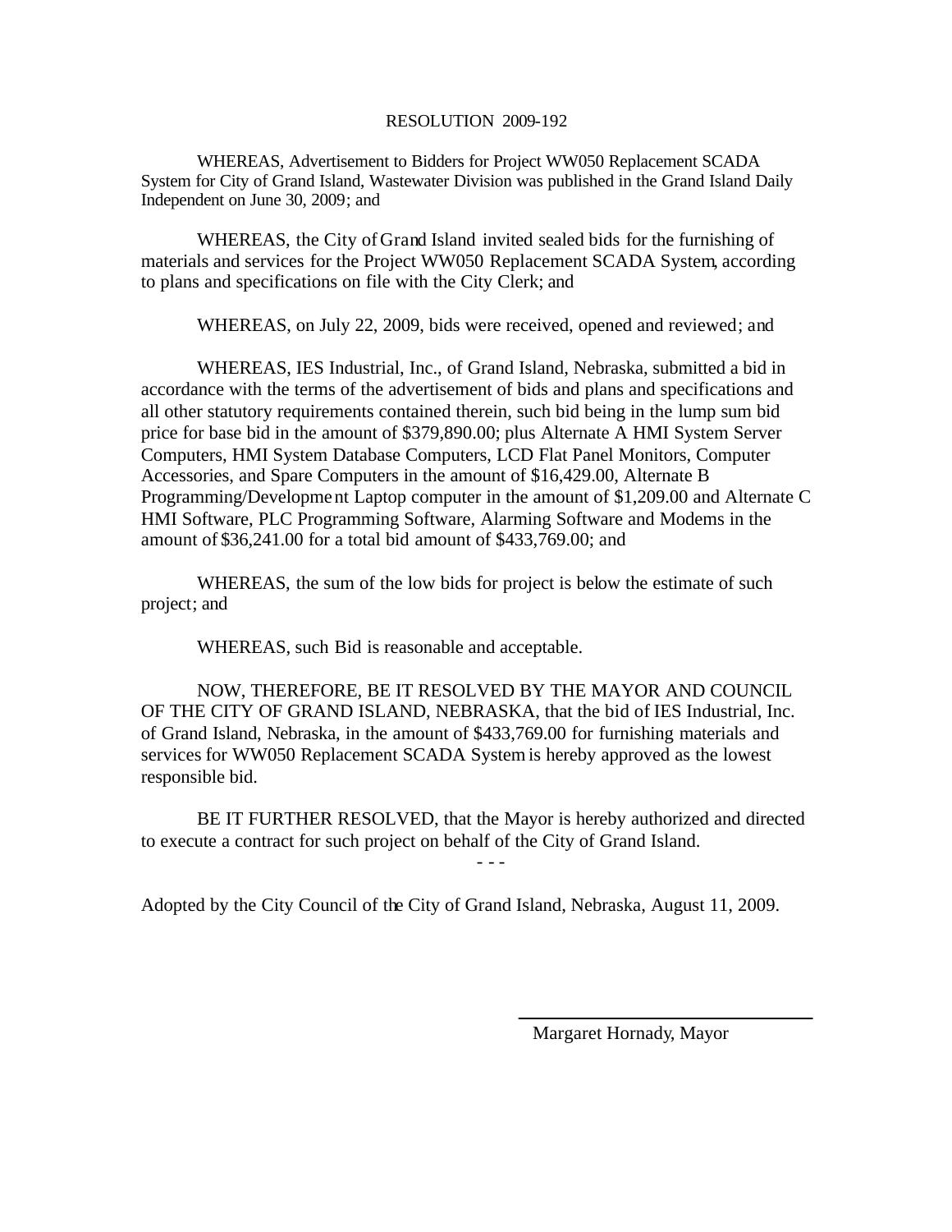RESOLUTION 2009-192

WHEREAS, Advertisement to Bidders for Project WW050 Replacement SCADA System for City of Grand Island, Wastewater Division was published in the Grand Island Daily Independent on June 30, 2009; and

WHEREAS, the City of Grand Island invited sealed bids for the furnishing of materials and services for the Project WW050 Replacement SCADA System, according to plans and specifications on file with the City Clerk; and

WHEREAS, on July 22, 2009, bids were received, opened and reviewed; and

WHEREAS, IES Industrial, Inc., of Grand Island, Nebraska, submitted a bid in accordance with the terms of the advertisement of bids and plans and specifications and all other statutory requirements contained therein, such bid being in the lump sum bid price for base bid in the amount of $379,890.00; plus Alternate A HMI System Server Computers, HMI System Database Computers, LCD Flat Panel Monitors, Computer Accessories, and Spare Computers in the amount of $16,429.00, Alternate B Programming/Development Laptop computer in the amount of $1,209.00 and Alternate C HMI Software, PLC Programming Software, Alarming Software and Modems in the amount of $36,241.00 for a total bid amount of $433,769.00; and

WHEREAS, the sum of the low bids for project is below the estimate of such project; and

WHEREAS, such Bid is reasonable and acceptable.

NOW, THEREFORE, BE IT RESOLVED BY THE MAYOR AND COUNCIL OF THE CITY OF GRAND ISLAND, NEBRASKA, that the bid of IES Industrial, Inc. of Grand Island, Nebraska, in the amount of $433,769.00 for furnishing materials and services for WW050 Replacement SCADA System is hereby approved as the lowest responsible bid.

BE IT FURTHER RESOLVED, that the Mayor is hereby authorized and directed to execute a contract for such project on behalf of the City of Grand Island.

- - -

Adopted by the City Council of the City of Grand Island, Nebraska, August 11, 2009.

Margaret Hornady, Mayor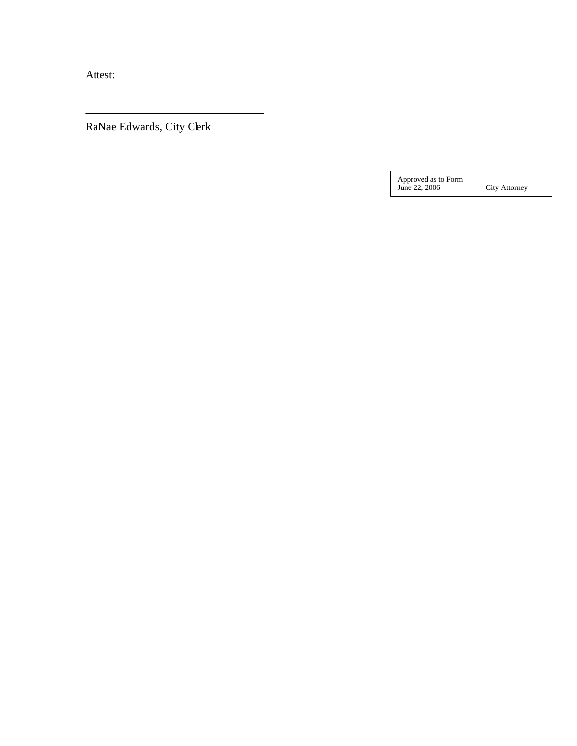Attest:

\_\_\_\_\_\_\_\_\_\_\_\_\_\_\_\_\_\_\_\_\_\_\_\_\_\_\_\_\_\_\_\_\_\_\_

RaNae Edwards, City Clerk

| | |
|---|---|
| Approved as to Form<br>June 22, 2006 | \_\_\_\_\_\_\_\_\_\_<br>City Attorney |